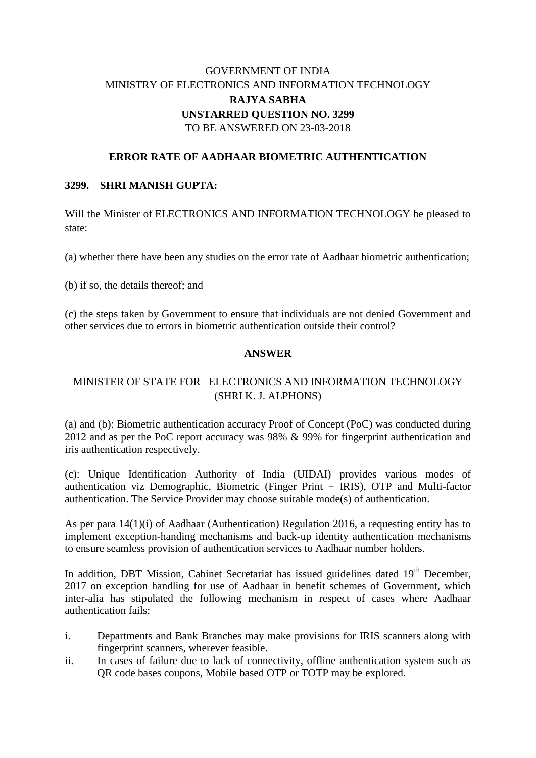GOVERNMENT OF INDIA
MINISTRY OF ELECTRONICS AND INFORMATION TECHNOLOGY
**RAJYA SABHA**
**UNSTARRED QUESTION NO. 3299**
TO BE ANSWERED ON 23-03-2018

## ERROR RATE OF AADHAAR BIOMETRIC AUTHENTICATION

**3299. SHRI MANISH GUPTA:**

Will the Minister of ELECTRONICS AND INFORMATION TECHNOLOGY be pleased to state:

(a) whether there have been any studies on the error rate of Aadhaar biometric authentication;

(b) if so, the details thereof; and

(c) the steps taken by Government to ensure that individuals are not denied Government and other services due to errors in biometric authentication outside their control?

**ANSWER**

MINISTER OF STATE FOR ELECTRONICS AND INFORMATION TECHNOLOGY
(SHRI K. J. ALPHONS)

(a) and (b): Biometric authentication accuracy Proof of Concept (PoC) was conducted during 2012 and as per the PoC report accuracy was 98% & 99% for fingerprint authentication and iris authentication respectively.

(c): Unique Identification Authority of India (UIDAI) provides various modes of authentication viz Demographic, Biometric (Finger Print + IRIS), OTP and Multi-factor authentication. The Service Provider may choose suitable mode(s) of authentication.

As per para 14(1)(i) of Aadhaar (Authentication) Regulation 2016, a requesting entity has to implement exception-handing mechanisms and back-up identity authentication mechanisms to ensure seamless provision of authentication services to Aadhaar number holders.

In addition, DBT Mission, Cabinet Secretariat has issued guidelines dated 19th December, 2017 on exception handling for use of Aadhaar in benefit schemes of Government, which inter-alia has stipulated the following mechanism in respect of cases where Aadhaar authentication fails:

i. Departments and Bank Branches may make provisions for IRIS scanners along with fingerprint scanners, wherever feasible.
ii. In cases of failure due to lack of connectivity, offline authentication system such as QR code bases coupons, Mobile based OTP or TOTP may be explored.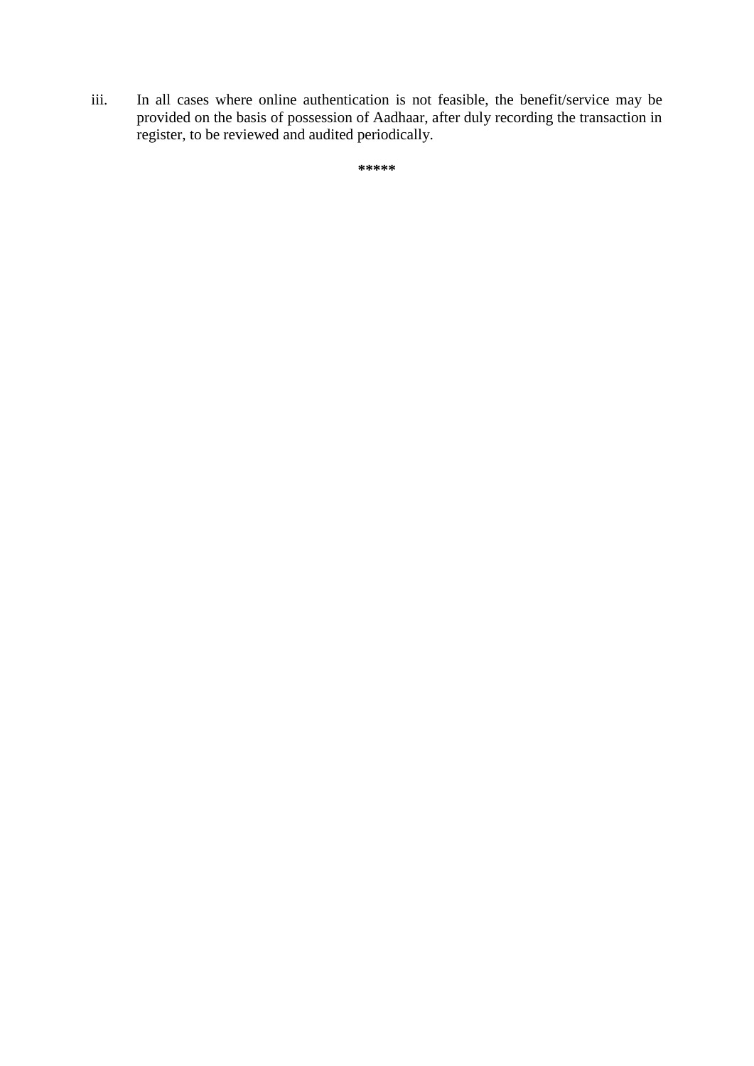iii. In all cases where online authentication is not feasible, the benefit/service may be provided on the basis of possession of Aadhaar, after duly recording the transaction in register, to be reviewed and audited periodically.

*****